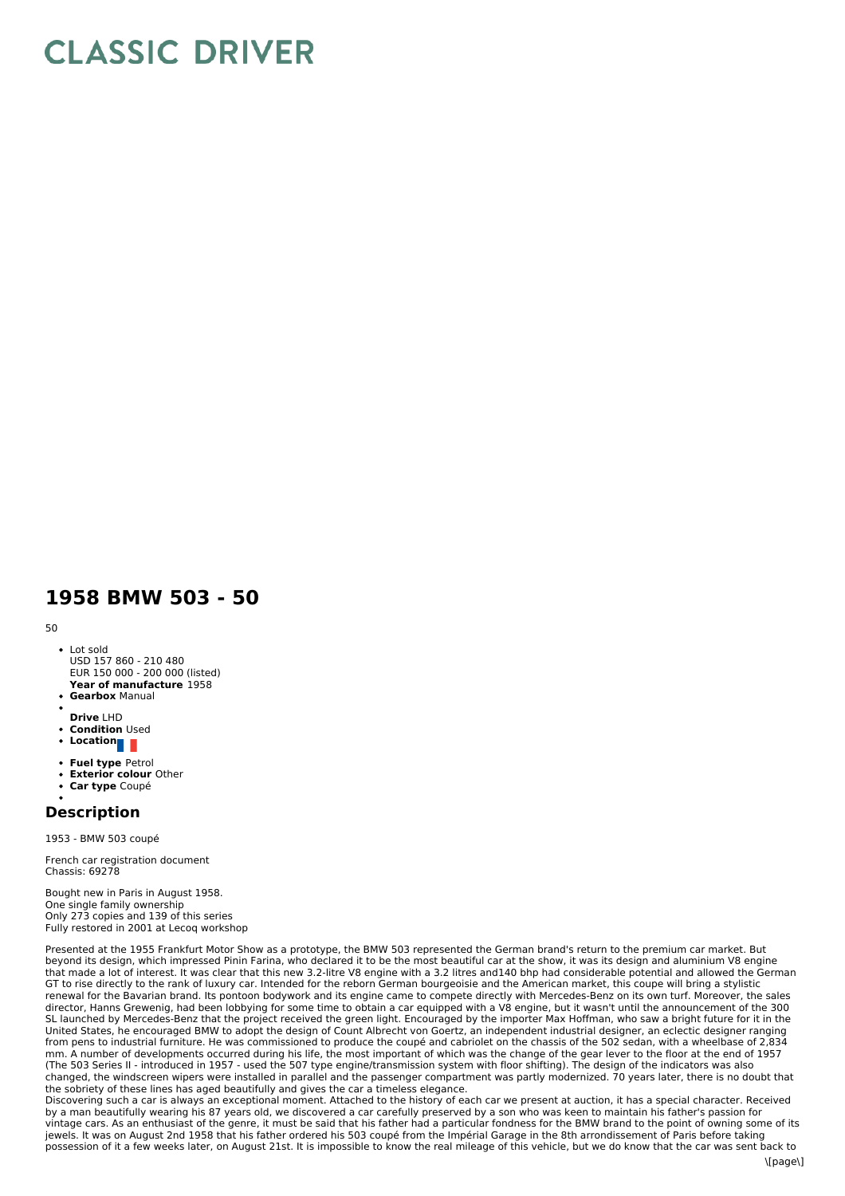# CLASSIC DRIVER

## 1958 BMW 503 - 50

50

- Lot sold
  USD 157 860 - 210 480
  EUR 150 000 - 200 000 (listed)
  **Year of manufacture** 1958
- **Gearbox** Manual
- **Drive** LHD
- **Condition** Used
- **Location**
- **Fuel type** Petrol
- **Exterior colour** Other
- **Car type** Coupé

## Description

1953 - BMW 503 coupé

French car registration document
Chassis: 69278

Bought new in Paris in August 1958.
One single family ownership
Only 273 copies and 139 of this series
Fully restored in 2001 at Lecoq workshop

Presented at the 1955 Frankfurt Motor Show as a prototype, the BMW 503 represented the German brand's return to the premium car market. But beyond its design, which impressed Pinin Farina, who declared it to be the most beautiful car at the show, it was its design and aluminium V8 engine that made a lot of interest. It was clear that this new 3.2-litre V8 engine with a 3.2 litres and140 bhp had considerable potential and allowed the German GT to rise directly to the rank of luxury car. Intended for the reborn German bourgeoisie and the American market, this coupe will bring a stylistic renewal for the Bavarian brand. Its pontoon bodywork and its engine came to compete directly with Mercedes-Benz on its own turf. Moreover, the sales director, Hanns Grewenig, had been lobbying for some time to obtain a car equipped with a V8 engine, but it wasn't until the announcement of the 300 SL launched by Mercedes-Benz that the project received the green light. Encouraged by the importer Max Hoffman, who saw a bright future for it in the United States, he encouraged BMW to adopt the design of Count Albrecht von Goertz, an independent industrial designer, an eclectic designer ranging from pens to industrial furniture. He was commissioned to produce the coupé and cabriolet on the chassis of the 502 sedan, with a wheelbase of 2,834 mm. A number of developments occurred during his life, the most important of which was the change of the gear lever to the floor at the end of 1957 (The 503 Series II - introduced in 1957 - used the 507 type engine/transmission system with floor shifting). The design of the indicators was also changed, the windscreen wipers were installed in parallel and the passenger compartment was partly modernized. 70 years later, there is no doubt that the sobriety of these lines has aged beautifully and gives the car a timeless elegance.
Discovering such a car is always an exceptional moment. Attached to the history of each car we present at auction, it has a special character. Received by a man beautifully wearing his 87 years old, we discovered a car carefully preserved by a son who was keen to maintain his father's passion for vintage cars. As an enthusiast of the genre, it must be said that his father had a particular fondness for the BMW brand to the point of owning some of its jewels. It was on August 2nd 1958 that his father ordered his 503 coupé from the Impérial Garage in the 8th arrondissement of Paris before taking possession of it a few weeks later, on August 21st. It is impossible to know the real mileage of this vehicle, but we do know that the car was sent back to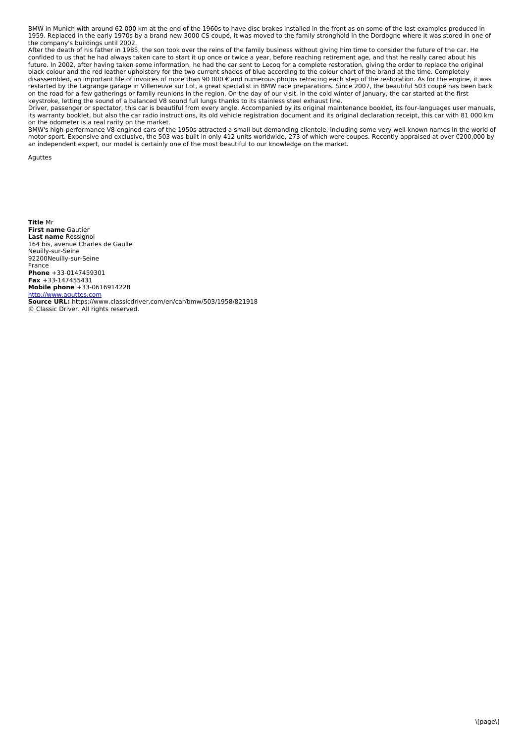BMW in Munich with around 62 000 km at the end of the 1960s to have disc brakes installed in the front as on some of the last examples produced in 1959. Replaced in the early 1970s by a brand new 3000 CS coupé, it was moved to the family stronghold in the Dordogne where it was stored in one of the company's buildings until 2002.

After the death of his father in 1985, the son took over the reins of the family business without giving him time to consider the future of the car. He confided to us that he had always taken care to start it up once or twice a year, before reaching retirement age, and that he really cared about his future. In 2002, after having taken some information, he had the car sent to Lecoq for a complete restoration, giving the order to replace the original black colour and the red leather upholstery for the two current shades of blue according to the colour chart of the brand at the time. Completely disassembled, an important file of invoices of more than 90 000 € and numerous photos retracing each step of the restoration. As for the engine, it was restarted by the Lagrange garage in Villeneuve sur Lot, a great specialist in BMW race preparations. Since 2007, the beautiful 503 coupé has been back on the road for a few gatherings or family reunions in the region. On the day of our visit, in the cold winter of January, the car started at the first keystroke, letting the sound of a balanced V8 sound full lungs thanks to its stainless steel exhaust line.

Driver, passenger or spectator, this car is beautiful from every angle. Accompanied by its original maintenance booklet, its four-languages user manuals, its warranty booklet, but also the car radio instructions, its old vehicle registration document and its original declaration receipt, this car with 81 000 km on the odometer is a real rarity on the market.

BMW's high-performance V8-engined cars of the 1950s attracted a small but demanding clientele, including some very well-known names in the world of motor sport. Expensive and exclusive, the 503 was built in only 412 units worldwide, 273 of which were coupes. Recently appraised at over €200,000 by an independent expert, our model is certainly one of the most beautiful to our knowledge on the market.

Aguttes

**Title** Mr
**First name** Gautier
**Last name** Rossignol
164 bis, avenue Charles de Gaulle
Neuilly-sur-Seine
92200Neuilly-sur-Seine
France
**Phone** +33-0147459301
**Fax** +33-147455431
**Mobile phone** +33-0616914228
http://www.aguttes.com
**Source URL:** https://www.classicdriver.com/en/car/bmw/503/1958/821918
© Classic Driver. All rights reserved.